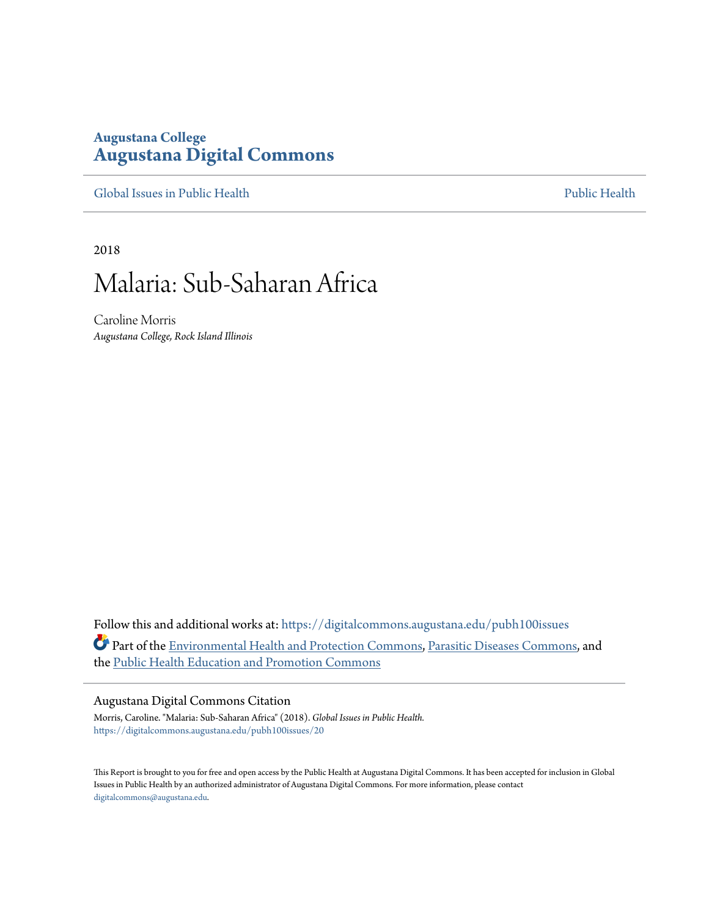Augustana College
**Augustana Digital Commons**

Global Issues in Public Health | Public Health

2018

# Malaria: Sub-Saharan Africa

Caroline Morris
*Augustana College, Rock Island Illinois*

Follow this and additional works at: https://digitalcommons.augustana.edu/pubh100issues

Part of the Environmental Health and Protection Commons, Parasitic Diseases Commons, and the Public Health Education and Promotion Commons

## Augustana Digital Commons Citation

Morris, Caroline. "Malaria: Sub-Saharan Africa" (2018). *Global Issues in Public Health.*
https://digitalcommons.augustana.edu/pubh100issues/20

This Report is brought to you for free and open access by the Public Health at Augustana Digital Commons. It has been accepted for inclusion in Global Issues in Public Health by an authorized administrator of Augustana Digital Commons. For more information, please contact digitalcommons@augustana.edu.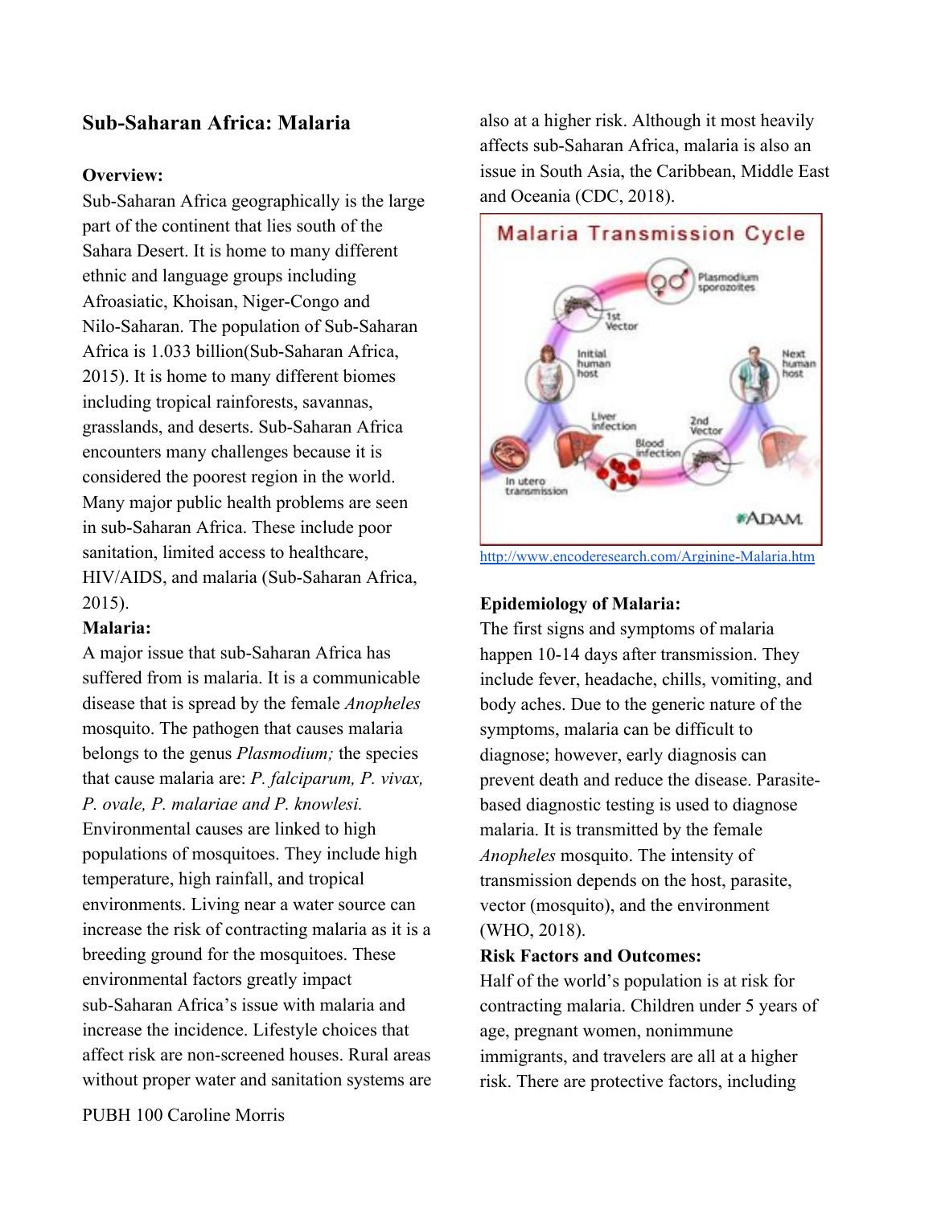## Sub-Saharan Africa: Malaria

**Overview:**

Sub-Saharan Africa geographically is the large part of the continent that lies south of the Sahara Desert. It is home to many different ethnic and language groups including Afroasiatic, Khoisan, Niger-Congo and Nilo-Saharan. The population of Sub-Saharan Africa is 1.033 billion(Sub-Saharan Africa, 2015). It is home to many different biomes including tropical rainforests, savannas, grasslands, and deserts. Sub-Saharan Africa encounters many challenges because it is considered the poorest region in the world. Many major public health problems are seen in sub-Saharan Africa. These include poor sanitation, limited access to healthcare, HIV/AIDS, and malaria (Sub-Saharan Africa, 2015).

**Malaria:**

A major issue that sub-Saharan Africa has suffered from is malaria. It is a communicable disease that is spread by the female *Anopheles* mosquito. The pathogen that causes malaria belongs to the genus *Plasmodium;* the species that cause malaria are: *P. falciparum, P. vivax, P. ovale, P. malariae and P. knowlesi.* Environmental causes are linked to high populations of mosquitoes. They include high temperature, high rainfall, and tropical environments. Living near a water source can increase the risk of contracting malaria as it is a breeding ground for the mosquitoes. These environmental factors greatly impact sub-Saharan Africa's issue with malaria and increase the incidence. Lifestyle choices that affect risk are non-screened houses. Rural areas without proper water and sanitation systems are also at a higher risk. Although it most heavily affects sub-Saharan Africa, malaria is also an issue in South Asia, the Caribbean, Middle East and Oceania (CDC, 2018).

http://www.encoderesearch.com/Arginine-Malaria.htm

**Epidemiology of Malaria:**

The first signs and symptoms of malaria happen 10-14 days after transmission. They include fever, headache, chills, vomiting, and body aches. Due to the generic nature of the symptoms, malaria can be difficult to diagnose; however, early diagnosis can prevent death and reduce the disease. Parasite-based diagnostic testing is used to diagnose malaria. It is transmitted by the female *Anopheles* mosquito. The intensity of transmission depends on the host, parasite, vector (mosquito), and the environment (WHO, 2018).

**Risk Factors and Outcomes:**

Half of the world's population is at risk for contracting malaria. Children under 5 years of age, pregnant women, nonimmune immigrants, and travelers are all at a higher risk. There are protective factors, including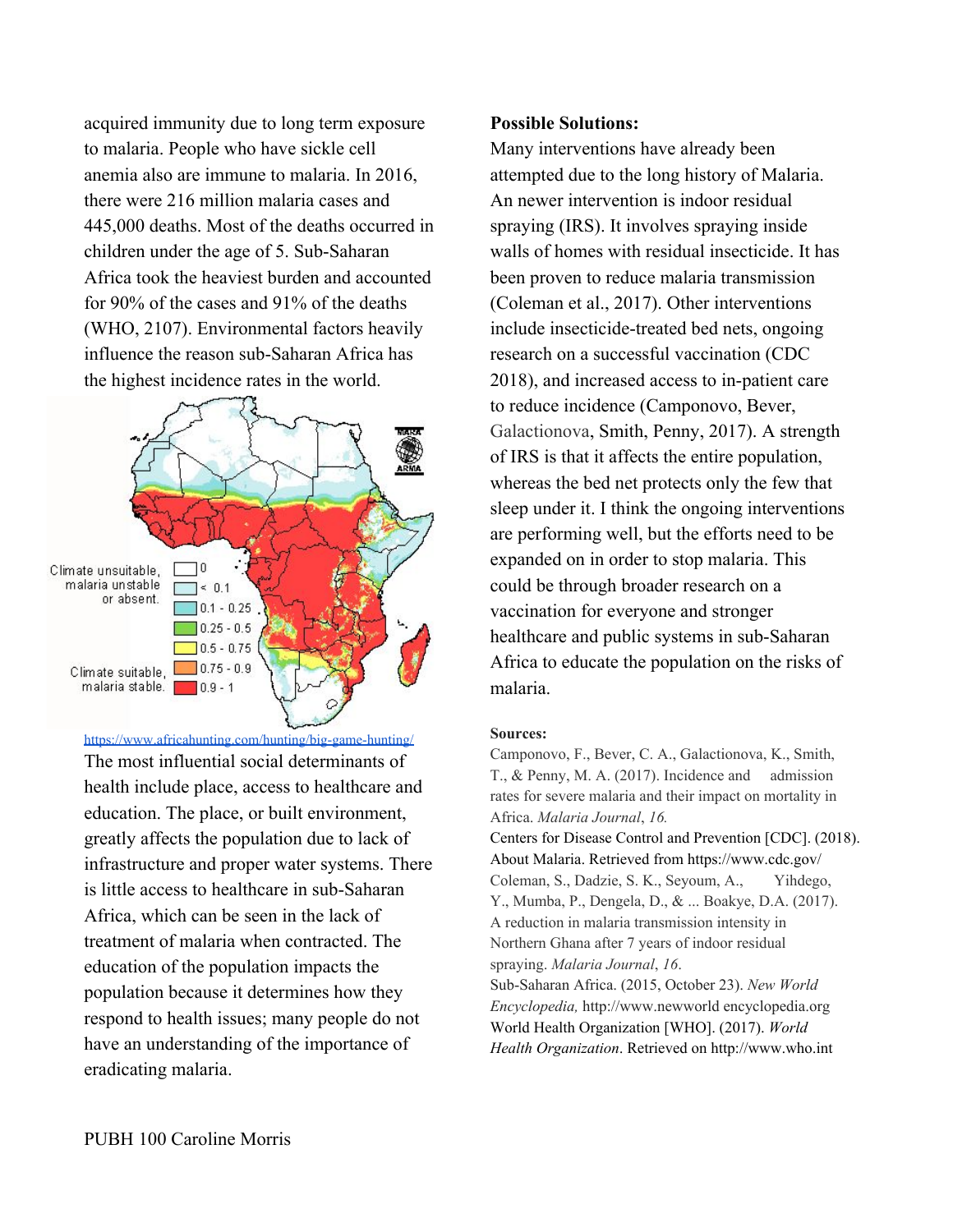acquired immunity due to long term exposure to malaria. People who have sickle cell anemia also are immune to malaria. In 2016, there were 216 million malaria cases and 445,000 deaths. Most of the deaths occurred in children under the age of 5. Sub-Saharan Africa took the heaviest burden and accounted for 90% of the cases and 91% of the deaths (WHO, 2107). Environmental factors heavily influence the reason sub-Saharan Africa has the highest incidence rates in the world.

MARA ARMA

Climate unsuitable, malaria unstable or absent.

0

< 0.1

0.1 - 0.25

0.25 - 0.5

0.5 - 0.75

0.75 - 0.9

0.9 - 1

Climate suitable, malaria stable.

https://www.africahunting.com/hunting/big-game-hunting/

The most influential social determinants of health include place, access to healthcare and education. The place, or built environment, greatly affects the population due to lack of infrastructure and proper water systems. There is little access to healthcare in sub-Saharan Africa, which can be seen in the lack of treatment of malaria when contracted. The education of the population impacts the population because it determines how they respond to health issues; many people do not have an understanding of the importance of eradicating malaria.

**Possible Solutions:**

Many interventions have already been attempted due to the long history of Malaria. An newer intervention is indoor residual spraying (IRS). It involves spraying inside walls of homes with residual insecticide. It has been proven to reduce malaria transmission (Coleman et al., 2017). Other interventions include insecticide-treated bed nets, ongoing research on a successful vaccination (CDC 2018), and increased access to in-patient care to reduce incidence (Camponovo, Bever, Galactionova, Smith, Penny, 2017). A strength of IRS is that it affects the entire population, whereas the bed net protects only the few that sleep under it. I think the ongoing interventions are performing well, but the efforts need to be expanded on in order to stop malaria. This could be through broader research on a vaccination for everyone and stronger healthcare and public systems in sub-Saharan Africa to educate the population on the risks of malaria.

**Sources:**

Camponovo, F., Bever, C. A., Galactionova, K., Smith, T., & Penny, M. A. (2017). Incidence and admission rates for severe malaria and their impact on mortality in Africa. *Malaria Journal*, *16.*

Centers for Disease Control and Prevention [CDC]. (2018). About Malaria. Retrieved from https://www.cdc.gov/

Coleman, S., Dadzie, S. K., Seyoum, A., Yihdego, Y., Mumba, P., Dengela, D., & ... Boakye, D.A. (2017). A reduction in malaria transmission intensity in Northern Ghana after 7 years of indoor residual spraying. *Malaria Journal*, *16*.

Sub-Saharan Africa. (2015, October 23). *New World Encyclopedia,* http://www.newworld encyclopedia.org

World Health Organization [WHO]. (2017). *World Health Organization*. Retrieved on http://www.who.int